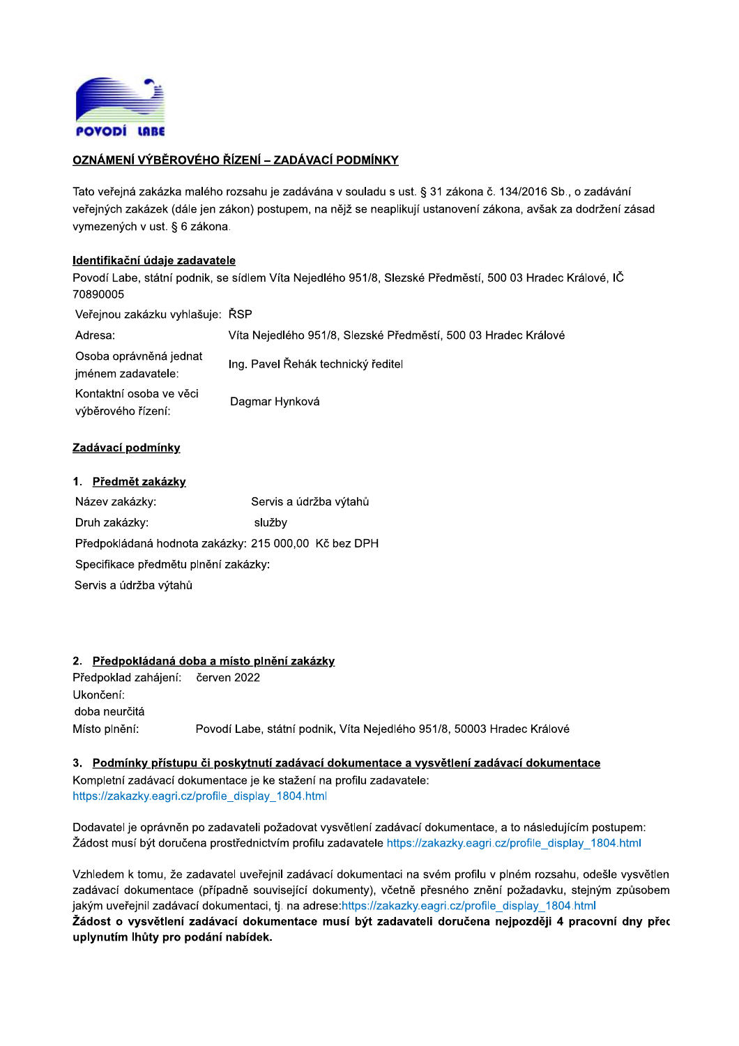POVODÍ LABE

## OZNÁMENÍ VÝBĚROVÉHO ŘÍZENÍ – ZADÁVACÍ PODMÍNKY

Tato veřejná zakázka malého rozsahu je zadávána v souladu s ust. § 31 zákona č. 134/2016 Sb., o zadávání veřejných zakázek (dále jen zákon) postupem, na nějž se neaplikují ustanovení zákona, avšak za dodržení zásad vymezených v ust. § 6 zákona.

### Identifikační údaje zadavatele

Povodí Labe, státní podnik, se sídlem Víta Nejedlého 951/8, Slezské Předměstí, 500 03 Hradec Králové, IČ 70890005

| | |
|---|---|
| Veřejnou zakázku vyhlašuje: | ŘSP |
| Adresa: | Víta Nejedlého 951/8, Slezské Předměstí, 500 03 Hradec Králové |
| Osoba oprávněná jednat jménem zadavatele: | Ing. Pavel Řehák technický ředitel |
| Kontaktní osoba ve věci výběrového řízení: | Dagmar Hynková |

### Zadávací podmínky

#### 1. Předmět zakázky

Název zakázky: Servis a údržba výtahů

Druh zakázky: služby

Předpokládaná hodnota zakázky: 215 000,00 Kč bez DPH

Specifikace předmětu plnění zakázky:

Servis a údržba výtahů

#### 2. Předpokládaná doba a místo plnění zakázky

Předpoklad zahájení: červen 2022

Ukončení:

doba neurčitá

Místo plnění: Povodí Labe, státní podnik, Víta Nejedlého 951/8, 50003 Hradec Králové

#### 3. Podmínky přístupu či poskytnutí zadávací dokumentace a vysvětlení zadávací dokumentace

Kompletní zadávací dokumentace je ke stažení na profilu zadavatele:
https://zakazky.eagri.cz/profile_display_1804.html

Dodavatel je oprávněn po zadavateli požadovat vysvětlení zadávací dokumentace, a to následujícím postupem: Žádost musí být doručena prostřednictvím profilu zadavatele https://zakazky.eagri.cz/profile_display_1804.html

Vzhledem k tomu, že zadavatel uveřejnil zadávací dokumentaci na svém profilu v plném rozsahu, odešle vysvětlen zadávací dokumentace (případně související dokumenty), včetně přesného znění požadavku, stejným způsobem jakým uveřejnil zadávací dokumentaci, tj. na adrese:https://zakazky.eagri.cz/profile_display_1804.html

**Žádost o vysvětlení zadávací dokumentace musí být zadavateli doručena nejpozději 4 pracovní dny přec uplynutím lhůty pro podání nabídek.**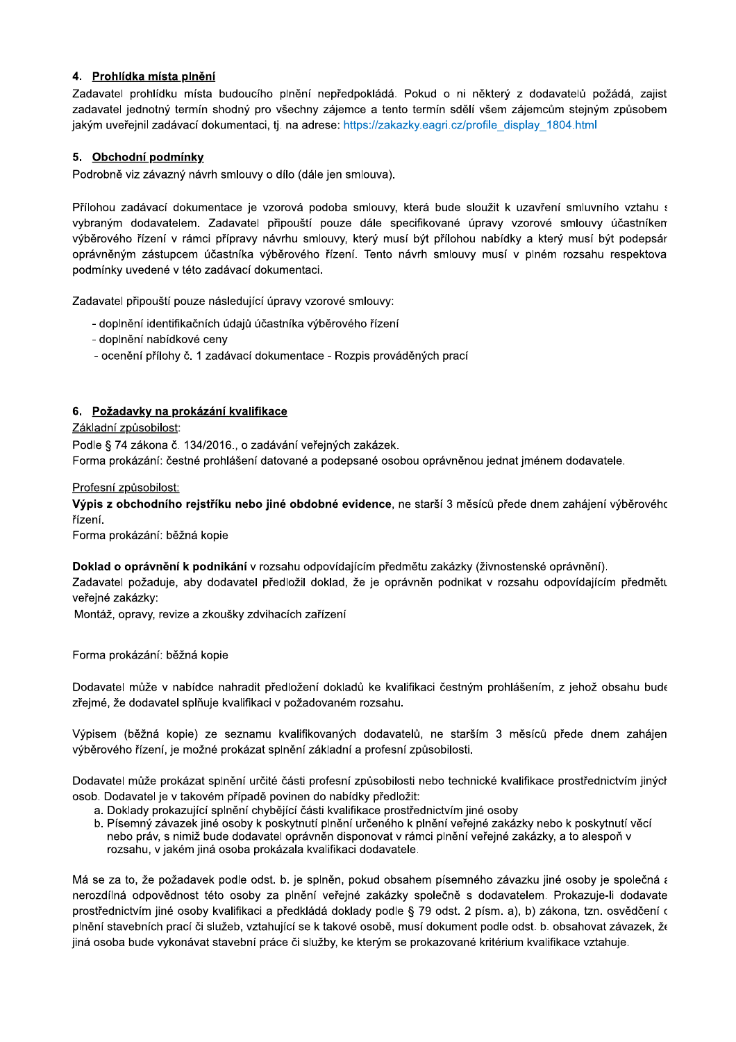## 4. Prohlídka místa plnění

Zadavatel prohlídku místa budoucího plnění nepředpokládá. Pokud o ni některý z dodavatelů požádá, zajist zadavatel jednotný termín shodný pro všechny zájemce a tento termín sdělí všem zájemcům stejným způsobem jakým uveřejnil zadávací dokumentaci, tj. na adrese: https://zakazky.eagri.cz/profile_display_1804.html

## 5. Obchodní podmínky

Podrobně viz závazný návrh smlouvy o dílo (dále jen smlouva).

Přílohou zadávací dokumentace je vzorová podoba smlouvy, která bude sloužit k uzavření smluvního vztahu s vybraným dodavatelem. Zadavatel připouští pouze dále specifikované úpravy vzorové smlouvy účastníkem výběrového řízení v rámci přípravy návrhu smlouvy, který musí být přílohou nabídky a který musí být podepsán oprávněným zástupcem účastníka výběrového řízení. Tento návrh smlouvy musí v plném rozsahu respektovat podmínky uvedené v této zadávací dokumentaci.

Zadavatel připouští pouze následující úpravy vzorové smlouvy:

- doplnění identifikačních údajů účastníka výběrového řízení
- doplnění nabídkové ceny
- ocenění přílohy č. 1 zadávací dokumentace - Rozpis prováděných prací

## 6. Požadavky na prokázání kvalifikace

Základní způsobilost:

Podle § 74 zákona č. 134/2016., o zadávání veřejných zakázek.
Forma prokázání: čestné prohlášení datované a podepsané osobou oprávněnou jednat jménem dodavatele.

Profesní způsobilost:

**Výpis z obchodního rejstříku nebo jiné obdobné evidence**, ne starší 3 měsíců přede dnem zahájení výběrového řízení.
Forma prokázání: běžná kopie

**Doklad o oprávnění k podnikání** v rozsahu odpovídajícím předmětu zakázky (živnostenské oprávnění).
Zadavatel požaduje, aby dodavatel předložil doklad, že je oprávněn podnikat v rozsahu odpovídajícím předmětu veřejné zakázky:
Montáž, opravy, revize a zkoušky zdvihacích zařízení

Forma prokázání: běžná kopie

Dodavatel může v nabídce nahradit předložení dokladů ke kvalifikaci čestným prohlášením, z jehož obsahu bude zřejmé, že dodavatel splňuje kvalifikaci v požadovaném rozsahu.

Výpisem (běžná kopie) ze seznamu kvalifikovaných dodavatelů, ne starším 3 měsíců přede dnem zahájení výběrového řízení, je možné prokázat splnění základní a profesní způsobilosti.

Dodavatel může prokázat splnění určité části profesní způsobilosti nebo technické kvalifikace prostřednictvím jiných osob. Dodavatel je v takovém případě povinen do nabídky předložit:

a. Doklady prokazující splnění chybějící části kvalifikace prostřednictvím jiné osoby
b. Písemný závazek jiné osoby k poskytnutí plnění určeného k plnění veřejné zakázky nebo k poskytnutí věcí nebo práv, s nimiž bude dodavatel oprávněn disponovat v rámci plnění veřejné zakázky, a to alespoň v rozsahu, v jakém jiná osoba prokázala kvalifikaci dodavatele.

Má se za to, že požadavek podle odst. b. je splněn, pokud obsahem písemného závazku jiné osoby je společná a nerozdílná odpovědnost této osoby za plnění veřejné zakázky společně s dodavatelem. Prokazuje-li dodavatel prostřednictvím jiné osoby kvalifikaci a předkládá doklady podle § 79 odst. 2 písm. a), b) zákona, tzn. osvědčení o plnění stavebních prací či služeb, vztahující se k takové osobě, musí dokument podle odst. b. obsahovat závazek, že jiná osoba bude vykonávat stavební práce či služby, ke kterým se prokazované kritérium kvalifikace vztahuje.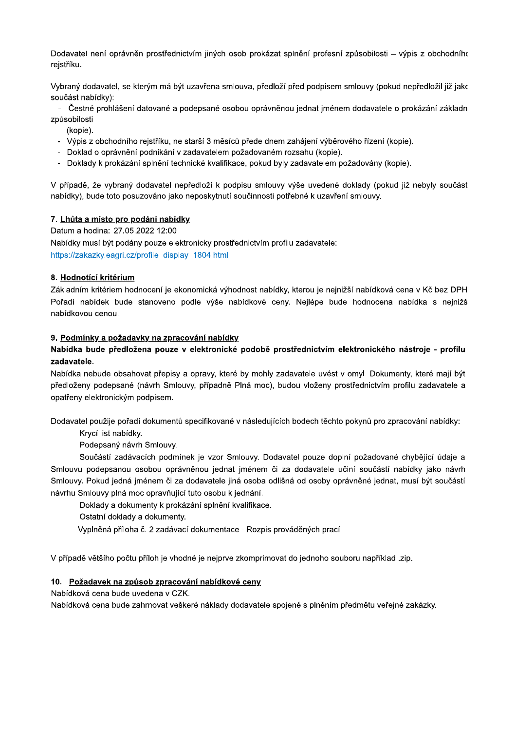Dodavatel není oprávněn prostřednictvím jiných osob prokázat splnění profesní způsobilosti – výpis z obchodního rejstříku.

Vybraný dodavatel, se kterým má být uzavřena smlouva, předloží před podpisem smlouvy (pokud nepředložil již jako součást nabídky):

- Čestné prohlášení datované a podepsané osobou oprávněnou jednat jménem dodavatele o prokázání základní způsobilosti (kopie).
- Výpis z obchodního rejstříku, ne starší 3 měsíců přede dnem zahájení výběrového řízení (kopie).
- Doklad o oprávnění podnikání v zadavatelem požadovaném rozsahu (kopie).
- Doklady k prokázání splnění technické kvalifikace, pokud byly zadavatelem požadovány (kopie).

V případě, že vybraný dodavatel nepředloží k podpisu smlouvy výše uvedené doklady (pokud již nebyly součást nabídky), bude toto posuzováno jako neposkytnutí součinnosti potřebné k uzavření smlouvy.

## 7. Lhůta a místo pro podání nabídky

Datum a hodina: 27.05.2022 12:00

Nabídky musí být podány pouze elektronicky prostřednictvím profilu zadavatele:
https://zakazky.eagri.cz/profile_display_1804.html

## 8. Hodnotící kritérium

Základním kritériem hodnocení je ekonomická výhodnost nabídky, kterou je nejnižší nabídková cena v Kč bez DPH Pořadí nabídek bude stanoveno podle výše nabídkové ceny. Nejlépe bude hodnocena nabídka s nejnižší nabídkovou cenou.

## 9. Podmínky a požadavky na zpracování nabídky

**Nabídka bude předložena pouze v elektronické podobě prostřednictvím elektronického nástroje - profilu zadavatele.**

Nabídka nebude obsahovat přepisy a opravy, které by mohly zadavatele uvést v omyl. Dokumenty, které mají být předloženy podepsané (návrh Smlouvy, případně Plná moc), budou vloženy prostřednictvím profilu zadavatele a opatřeny elektronickým podpisem.

Dodavatel použije pořadí dokumentů specifikované v následujících bodech těchto pokynů pro zpracování nabídky:

Krycí list nabídky.

Podepsaný návrh Smlouvy.

Součástí zadávacích podmínek je vzor Smlouvy. Dodavatel pouze doplní požadované chybějící údaje a Smlouvu podepsanou osobou oprávněnou jednat jménem či za dodavatele učiní součástí nabídky jako návrh Smlouvy. Pokud jedná jménem či za dodavatele jiná osoba odlišná od osoby oprávněné jednat, musí být součástí návrhu Smlouvy plná moc opravňující tuto osobu k jednání.

Doklady a dokumenty k prokázání splnění kvalifikace.

Ostatní doklady a dokumenty.

Vyplněná příloha č. 2 zadávací dokumentace - Rozpis prováděných prací

V případě většího počtu příloh je vhodné je nejprve zkomprimovat do jednoho souboru například .zip.

## 10. Požadavek na způsob zpracování nabídkové ceny

Nabídková cena bude uvedena v CZK.

Nabídková cena bude zahrnovat veškeré náklady dodavatele spojené s plněním předmětu veřejné zakázky.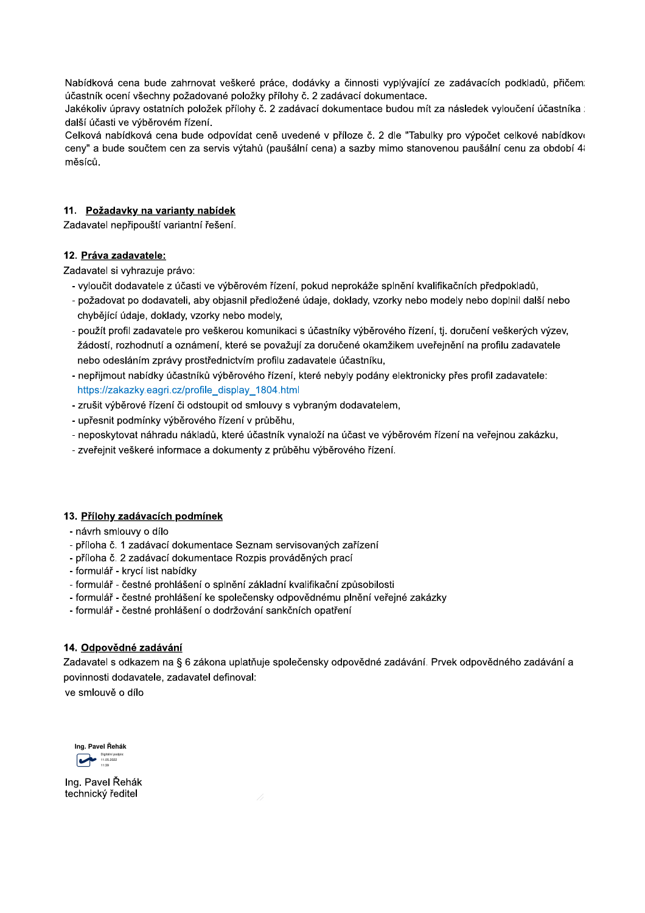Nabídková cena bude zahrnovat veškeré práce, dodávky a činnosti vyplývající ze zadávacích podkladů, přičem: účastník ocení všechny požadované položky přílohy č. 2 zadávací dokumentace.
Jakékoliv úpravy ostatních položek přílohy č. 2 zadávací dokumentace budou mít za následek vyloučení účastníka : další účasti ve výběrovém řízení.
Celková nabídková cena bude odpovídat ceně uvedené v příloze č. 2 dle "Tabulky pro výpočet celkové nabídkov ceny" a bude součtem cen za servis výtahů (paušální cena) a sazby mimo stanovenou paušální cenu za období 4: měsíců.

## 11. Požadavky na varianty nabídek

Zadavatel nepřipouští variantní řešení.

## 12. Práva zadavatele:

Zadavatel si vyhrazuje právo:

- vyloučit dodavatele z účasti ve výběrovém řízení, pokud neprokáže splnění kvalifikačních předpokladů,
- požadovat po dodavateli, aby objasnil předložené údaje, doklady, vzorky nebo modely nebo doplnil další nebo chybějící údaje, doklady, vzorky nebo modely,
- použít profil zadavatele pro veškerou komunikaci s účastníky výběrového řízení, tj. doručení veškerých výzev, žádostí, rozhodnutí a oznámení, které se považují za doručené okamžikem uveřejnění na profilu zadavatele nebo odesláním zprávy prostřednictvím profilu zadavatele účastníku,
- nepřijmout nabídky účastníků výběrového řízení, které nebyly podány elektronicky přes profil zadavatele: https://zakazky.eagri.cz/profile_display_1804.html
- zrušit výběrové řízení či odstoupit od smlouvy s vybraným dodavatelem,
- upřesnit podmínky výběrového řízení v průběhu,
- neposkytovat náhradu nákladů, které účastník vynaloží na účast ve výběrovém řízení na veřejnou zakázku,
- zveřejnit veškeré informace a dokumenty z průběhu výběrového řízení.

## 13. Přílohy zadávacích podmínek

- návrh smlouvy o dílo
- příloha č. 1 zadávací dokumentace Seznam servisovaných zařízení
- příloha č. 2 zadávací dokumentace Rozpis prováděných prací
- formulář - krycí list nabídky
- formulář - čestné prohlášení o splnění základní kvalifikační způsobilosti
- formulář - čestné prohlášení ke společensky odpovědnému plnění veřejné zakázky
- formulář - čestné prohlášení o dodržování sankčních opatření

## 14. Odpovědné zadávání

Zadavatel s odkazem na § 6 zákona uplatňuje společensky odpovědné zadávání. Prvek odpovědného zadávání a povinnosti dodavatele, zadavatel definoval:
ve smlouvě o dílo

Ing. Pavel Řehák
Digitální podpis: 11.05.2022 11:39

Ing. Pavel Řehák
technický ředitel